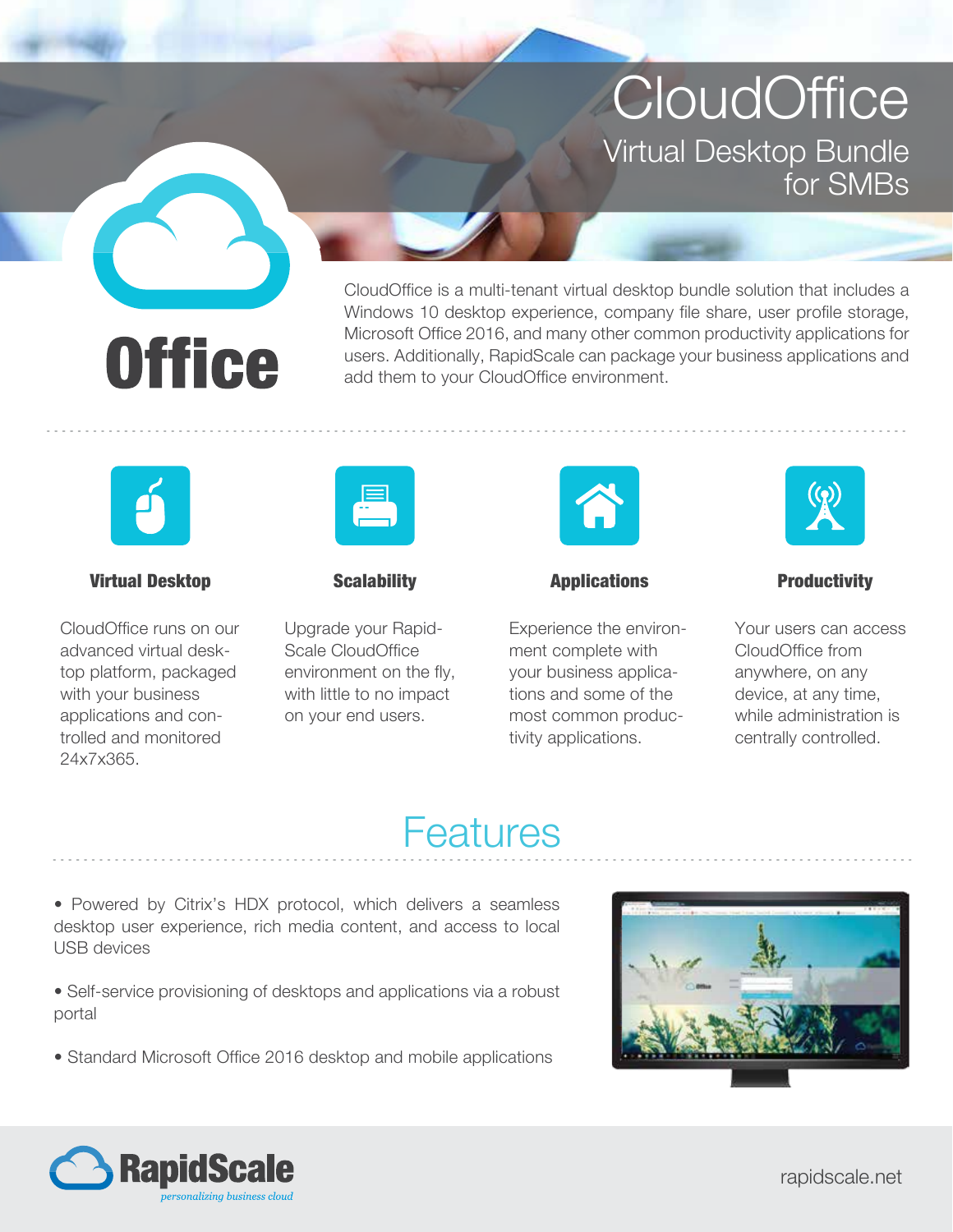# CloudOffice

## Virtual Desktop Bundle for SMBs

Office

CloudOffice is a multi-tenant virtual desktop bundle solution that includes a Windows 10 desktop experience, company file share, user profile storage, Microsoft Office 2016, and many other common productivity applications for users. Additionally, RapidScale can package your business applications and add them to your CloudOffice environment.

### Virtual Desktop

CloudOffice runs on our advanced virtual desktop platform, packaged with your business applications and controlled and monitored 24x7x365.

### Scalability

Upgrade your RapidScale CloudOffice environment on the fly, with little to no impact on your end users.

### Applications

Experience the environment complete with your business applications and some of the most common productivity applications.

### Productivity

Your users can access CloudOffice from anywhere, on any device, at any time, while administration is centrally controlled.

## Features

- Powered by Citrix's HDX protocol, which delivers a seamless desktop user experience, rich media content, and access to local USB devices
- Self-service provisioning of desktops and applications via a robust portal
- Standard Microsoft Office 2016 desktop and mobile applications

RapidScale
*personalizing business cloud*

rapidscale.net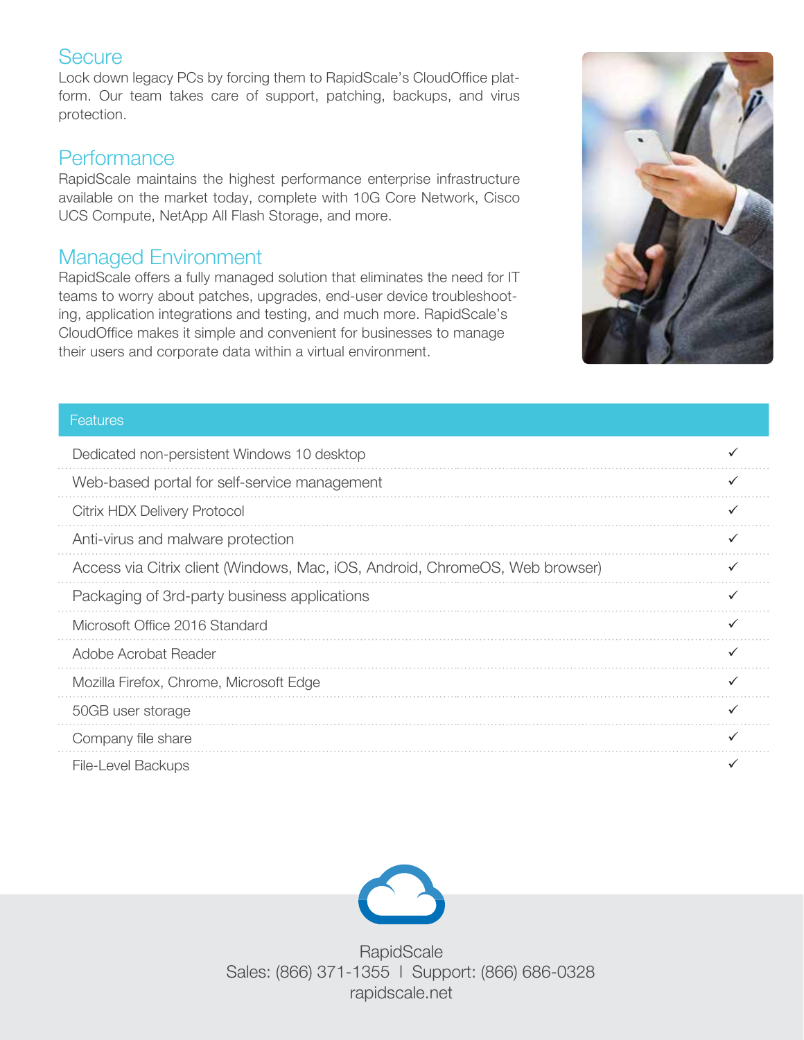## Secure

Lock down legacy PCs by forcing them to RapidScale's CloudOffice platform. Our team takes care of support, patching, backups, and virus protection.

## Performance

RapidScale maintains the highest performance enterprise infrastructure available on the market today, complete with 10G Core Network, Cisco UCS Compute, NetApp All Flash Storage, and more.

## Managed Environment

RapidScale offers a fully managed solution that eliminates the need for IT teams to worry about patches, upgrades, end-user device troubleshooting, application integrations and testing, and much more. RapidScale's CloudOffice makes it simple and convenient for businesses to manage their users and corporate data within a virtual environment.

| Features | |
|---|---|
| Dedicated non-persistent Windows 10 desktop | ✓ |
| Web-based portal for self-service management | ✓ |
| Citrix HDX Delivery Protocol | ✓ |
| Anti-virus and malware protection | ✓ |
| Access via Citrix client (Windows, Mac, iOS, Android, ChromeOS, Web browser) | ✓ |
| Packaging of 3rd-party business applications | ✓ |
| Microsoft Office 2016 Standard | ✓ |
| Adobe Acrobat Reader | ✓ |
| Mozilla Firefox, Chrome, Microsoft Edge | ✓ |
| 50GB user storage | ✓ |
| Company file share | ✓ |
| File-Level Backups | ✓ |

RapidScale
Sales: (866) 371-1355 I Support: (866) 686-0328
rapidscale.net